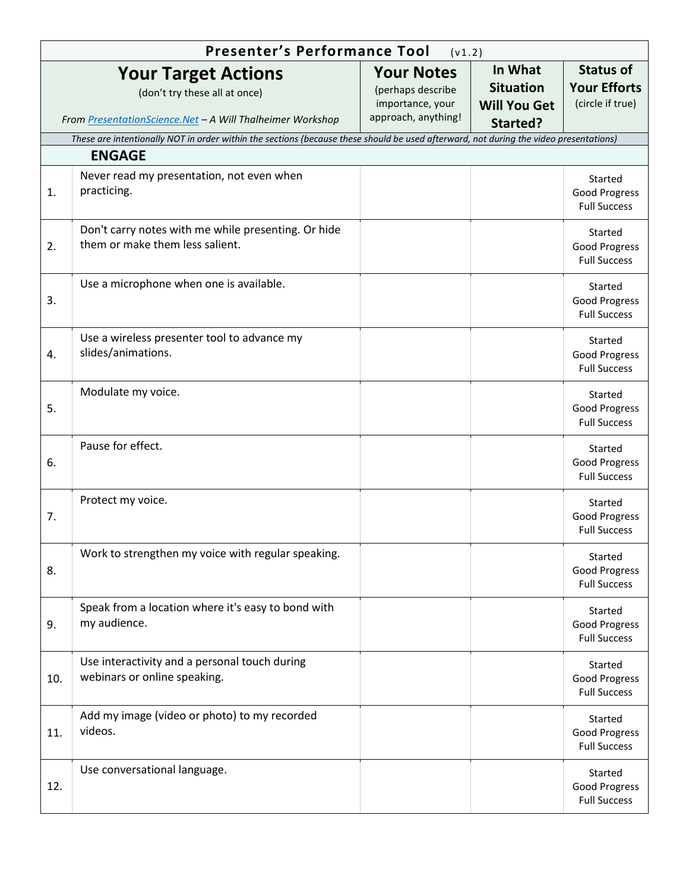# Presenter's Performance Tool (v1.2)

| | Your Target Actions (don't try these all at once) *From PresentationScience.Net – A Will Thalheimer Workshop* | Your Notes (perhaps describe importance, your approach, anything!) | In What Situation Will You Get Started? | Status of Your Efforts (circle if true) |
|---|---|---|---|---|
| | *These are intentionally NOT in order within the sections (because these should be used afterward, not during the video presentations)* | | | |
| | **ENGAGE** | | | |
| 1. | Never read my presentation, not even when practicing. | | | Started Good Progress Full Success |
| 2. | Don't carry notes with me while presenting. Or hide them or make them less salient. | | | Started Good Progress Full Success |
| 3. | Use a microphone when one is available. | | | Started Good Progress Full Success |
| 4. | Use a wireless presenter tool to advance my slides/animations. | | | Started Good Progress Full Success |
| 5. | Modulate my voice. | | | Started Good Progress Full Success |
| 6. | Pause for effect. | | | Started Good Progress Full Success |
| 7. | Protect my voice. | | | Started Good Progress Full Success |
| 8. | Work to strengthen my voice with regular speaking. | | | Started Good Progress Full Success |
| 9. | Speak from a location where it's easy to bond with my audience. | | | Started Good Progress Full Success |
| 10. | Use interactivity and a personal touch during webinars or online speaking. | | | Started Good Progress Full Success |
| 11. | Add my image (video or photo) to my recorded videos. | | | Started Good Progress Full Success |
| 12. | Use conversational language. | | | Started Good Progress Full Success |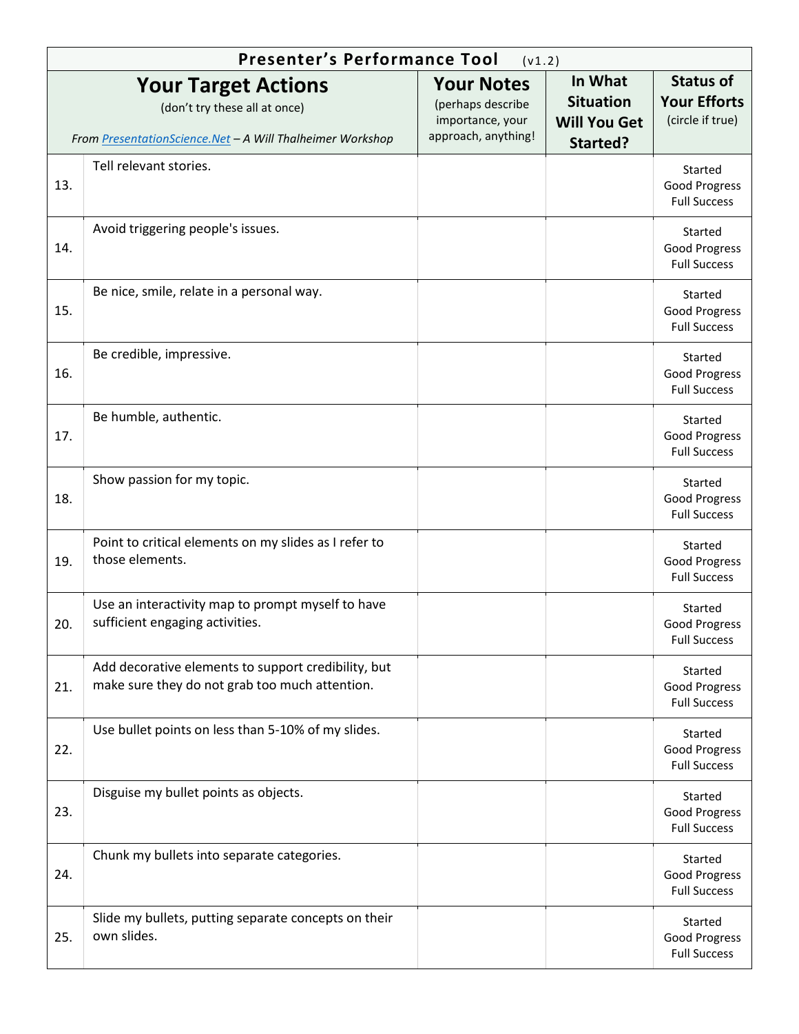| Presenter's Performance Tool (v1.2) | | | | |
|---|---|---|---|---|
| **Your Target Actions**<br>(don't try these all at once)<br>*From [PresentationScience.Net](PresentationScience.Net) – A Will Thalheimer Workshop* | | **Your Notes**<br>(perhaps describe importance, your approach, anything! | **In What Situation Will You Get Started?** | **Status of Your Efforts**<br>(circle if true) |
| 13. | Tell relevant stories. | | | Started<br>Good Progress<br>Full Success |
| 14. | Avoid triggering people's issues. | | | Started<br>Good Progress<br>Full Success |
| 15. | Be nice, smile, relate in a personal way. | | | Started<br>Good Progress<br>Full Success |
| 16. | Be credible, impressive. | | | Started<br>Good Progress<br>Full Success |
| 17. | Be humble, authentic. | | | Started<br>Good Progress<br>Full Success |
| 18. | Show passion for my topic. | | | Started<br>Good Progress<br>Full Success |
| 19. | Point to critical elements on my slides as I refer to those elements. | | | Started<br>Good Progress<br>Full Success |
| 20. | Use an interactivity map to prompt myself to have sufficient engaging activities. | | | Started<br>Good Progress<br>Full Success |
| 21. | Add decorative elements to support credibility, but make sure they do not grab too much attention. | | | Started<br>Good Progress<br>Full Success |
| 22. | Use bullet points on less than 5-10% of my slides. | | | Started<br>Good Progress<br>Full Success |
| 23. | Disguise my bullet points as objects. | | | Started<br>Good Progress<br>Full Success |
| 24. | Chunk my bullets into separate categories. | | | Started<br>Good Progress<br>Full Success |
| 25. | Slide my bullets, putting separate concepts on their own slides. | | | Started<br>Good Progress<br>Full Success |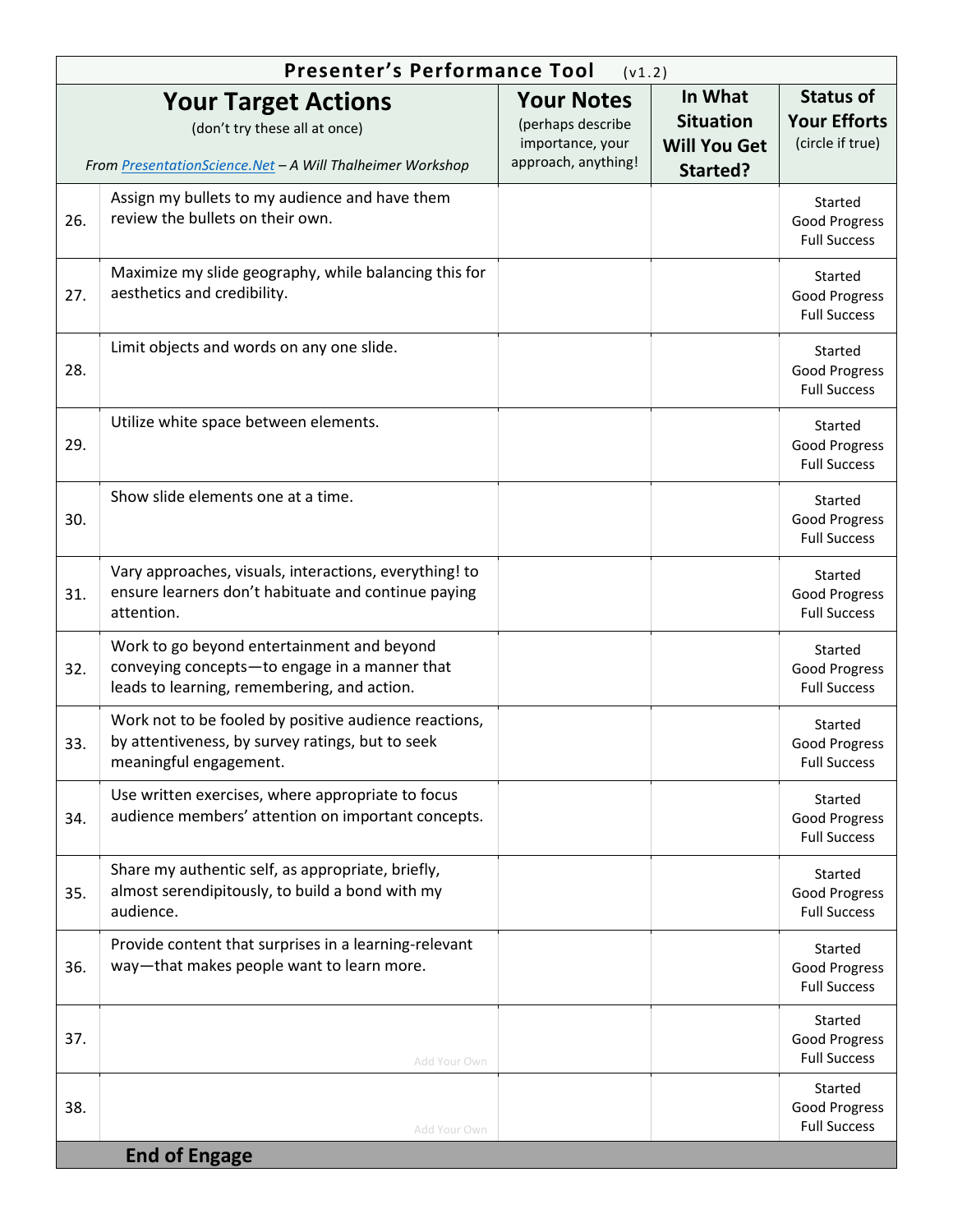| Presenter's Performance Tool (v1.2) | | | | |
|---|---|---|---|---|
| **Your Target Actions** (don't try these all at once) *From [PresentationScience.Net](PresentationScience.Net) – A Will Thalheimer Workshop* | | **Your Notes** (perhaps describe importance, your approach, anything!) | **In What Situation Will You Get Started?** | **Status of Your Efforts** (circle if true) |
| 26. | Assign my bullets to my audience and have them review the bullets on their own. | | | Started Good Progress Full Success |
| 27. | Maximize my slide geography, while balancing this for aesthetics and credibility. | | | Started Good Progress Full Success |
| 28. | Limit objects and words on any one slide. | | | Started Good Progress Full Success |
| 29. | Utilize white space between elements. | | | Started Good Progress Full Success |
| 30. | Show slide elements one at a time. | | | Started Good Progress Full Success |
| 31. | Vary approaches, visuals, interactions, everything! to ensure learners don't habituate and continue paying attention. | | | Started Good Progress Full Success |
| 32. | Work to go beyond entertainment and beyond conveying concepts—to engage in a manner that leads to learning, remembering, and action. | | | Started Good Progress Full Success |
| 33. | Work not to be fooled by positive audience reactions, by attentiveness, by survey ratings, but to seek meaningful engagement. | | | Started Good Progress Full Success |
| 34. | Use written exercises, where appropriate to focus audience members' attention on important concepts. | | | Started Good Progress Full Success |
| 35. | Share my authentic self, as appropriate, briefly, almost serendipitously, to build a bond with my audience. | | | Started Good Progress Full Success |
| 36. | Provide content that surprises in a learning-relevant way—that makes people want to learn more. | | | Started Good Progress Full Success |
| 37. | Add Your Own | | | Started Good Progress Full Success |
| 38. | Add Your Own | | | Started Good Progress Full Success |
| | **End of Engage** | | | |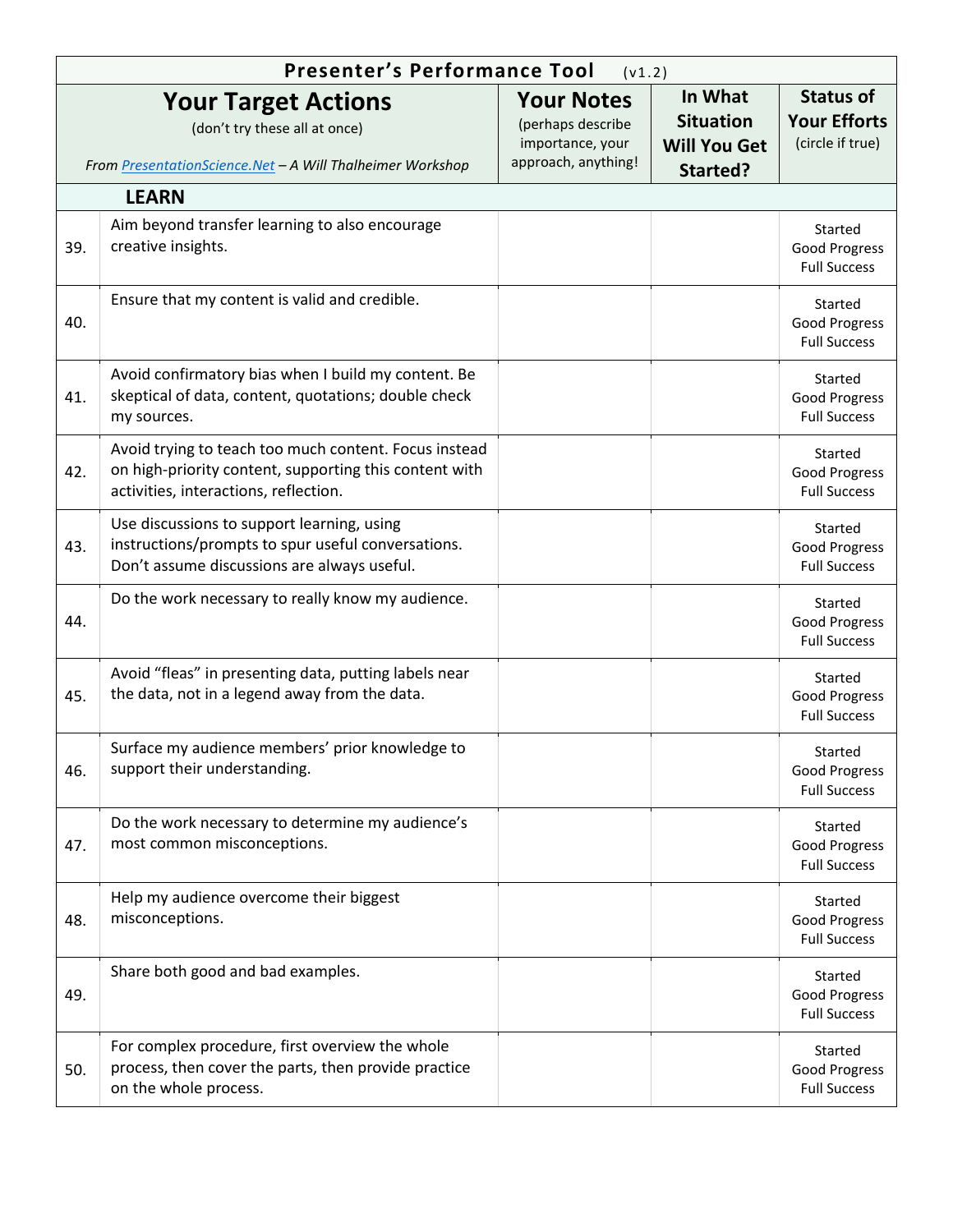| | **Presenter's Performance Tool** (v1.2) | | | |
|---|---|---|---|---|
| | **Your Target Actions**<br>(don't try these all at once)<br>*From [PresentationScience.Net](PresentationScience.Net) – A Will Thalheimer Workshop* | **Your Notes**<br>(perhaps describe importance, your approach, anything! | **In What Situation Will You Get Started?** | **Status of Your Efforts**<br>(circle if true) |
| | **LEARN** | | | |
| 39. | Aim beyond transfer learning to also encourage creative insights. | | | Started<br>Good Progress<br>Full Success |
| 40. | Ensure that my content is valid and credible. | | | Started<br>Good Progress<br>Full Success |
| 41. | Avoid confirmatory bias when I build my content. Be skeptical of data, content, quotations; double check my sources. | | | Started<br>Good Progress<br>Full Success |
| 42. | Avoid trying to teach too much content. Focus instead on high-priority content, supporting this content with activities, interactions, reflection. | | | Started<br>Good Progress<br>Full Success |
| 43. | Use discussions to support learning, using instructions/prompts to spur useful conversations. Don't assume discussions are always useful. | | | Started<br>Good Progress<br>Full Success |
| 44. | Do the work necessary to really know my audience. | | | Started<br>Good Progress<br>Full Success |
| 45. | Avoid "fleas" in presenting data, putting labels near the data, not in a legend away from the data. | | | Started<br>Good Progress<br>Full Success |
| 46. | Surface my audience members' prior knowledge to support their understanding. | | | Started<br>Good Progress<br>Full Success |
| 47. | Do the work necessary to determine my audience's most common misconceptions. | | | Started<br>Good Progress<br>Full Success |
| 48. | Help my audience overcome their biggest misconceptions. | | | Started<br>Good Progress<br>Full Success |
| 49. | Share both good and bad examples. | | | Started<br>Good Progress<br>Full Success |
| 50. | For complex procedure, first overview the whole process, then cover the parts, then provide practice on the whole process. | | | Started<br>Good Progress<br>Full Success |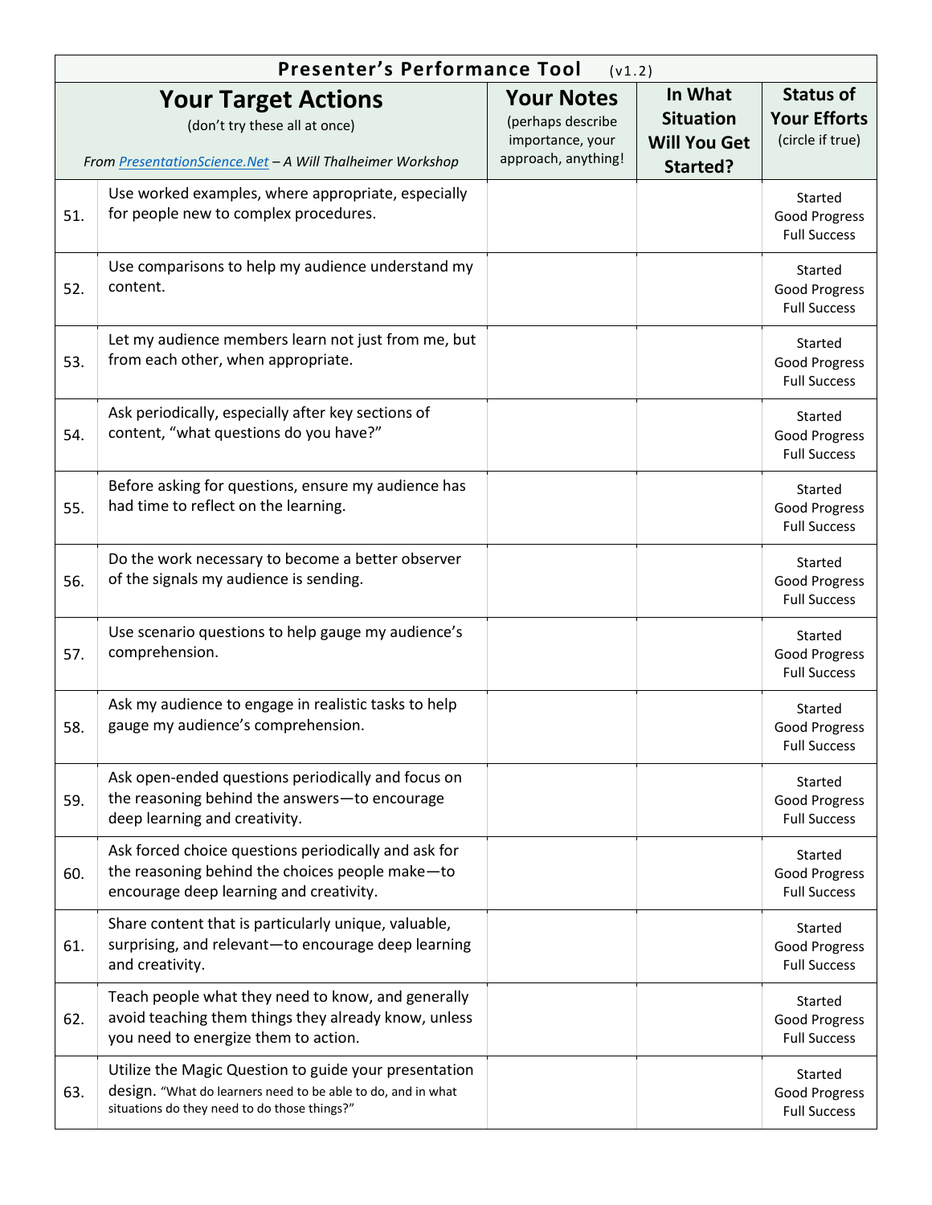| Presenter's Performance Tool (v1.2) | | | | |
|---|---|---|---|---|
| | **Your Target Actions** (don't try these all at once) *From PresentationScience.Net – A Will Thalheimer Workshop* | **Your Notes** (perhaps describe importance, your approach, anything!) | **In What Situation Will You Get Started?** | **Status of Your Efforts** (circle if true) |
| 51. | Use worked examples, where appropriate, especially for people new to complex procedures. | | | Started Good Progress Full Success |
| 52. | Use comparisons to help my audience understand my content. | | | Started Good Progress Full Success |
| 53. | Let my audience members learn not just from me, but from each other, when appropriate. | | | Started Good Progress Full Success |
| 54. | Ask periodically, especially after key sections of content, "what questions do you have?" | | | Started Good Progress Full Success |
| 55. | Before asking for questions, ensure my audience has had time to reflect on the learning. | | | Started Good Progress Full Success |
| 56. | Do the work necessary to become a better observer of the signals my audience is sending. | | | Started Good Progress Full Success |
| 57. | Use scenario questions to help gauge my audience's comprehension. | | | Started Good Progress Full Success |
| 58. | Ask my audience to engage in realistic tasks to help gauge my audience's comprehension. | | | Started Good Progress Full Success |
| 59. | Ask open-ended questions periodically and focus on the reasoning behind the answers—to encourage deep learning and creativity. | | | Started Good Progress Full Success |
| 60. | Ask forced choice questions periodically and ask for the reasoning behind the choices people make—to encourage deep learning and creativity. | | | Started Good Progress Full Success |
| 61. | Share content that is particularly unique, valuable, surprising, and relevant—to encourage deep learning and creativity. | | | Started Good Progress Full Success |
| 62. | Teach people what they need to know, and generally avoid teaching them things they already know, unless you need to energize them to action. | | | Started Good Progress Full Success |
| 63. | Utilize the Magic Question to guide your presentation design. "What do learners need to be able to do, and in what situations do they need to do those things?" | | | Started Good Progress Full Success |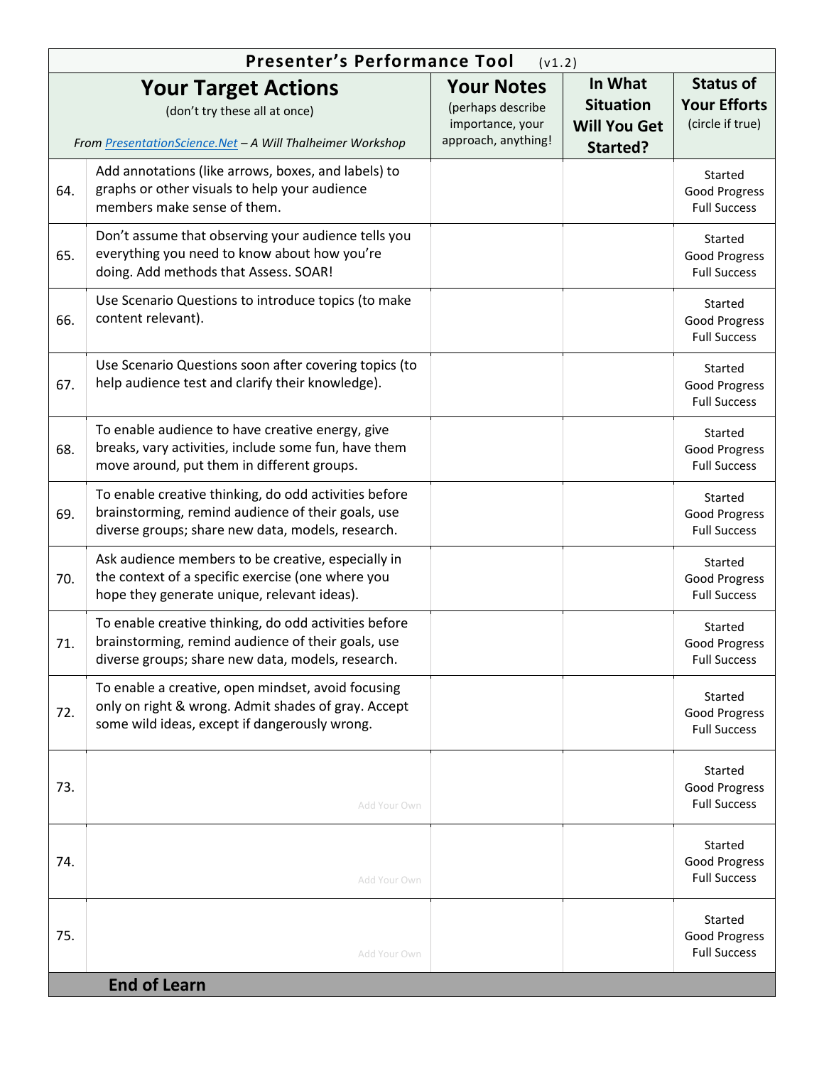| Presenter's Performance Tool (v1.2) | | | | |
|---|---|---|---|---|
| **Your Target Actions** (don't try these all at once) *From [PresentationScience.Net](PresentationScience.Net) – A Will Thalheimer Workshop* | | **Your Notes** (perhaps describe importance, your approach, anything!) | **In What Situation Will You Get Started?** | **Status of Your Efforts** (circle if true) |
| 64. | Add annotations (like arrows, boxes, and labels) to graphs or other visuals to help your audience members make sense of them. | | | Started Good Progress Full Success |
| 65. | Don't assume that observing your audience tells you everything you need to know about how you're doing. Add methods that Assess. SOAR! | | | Started Good Progress Full Success |
| 66. | Use Scenario Questions to introduce topics (to make content relevant). | | | Started Good Progress Full Success |
| 67. | Use Scenario Questions soon after covering topics (to help audience test and clarify their knowledge). | | | Started Good Progress Full Success |
| 68. | To enable audience to have creative energy, give breaks, vary activities, include some fun, have them move around, put them in different groups. | | | Started Good Progress Full Success |
| 69. | To enable creative thinking, do odd activities before brainstorming, remind audience of their goals, use diverse groups; share new data, models, research. | | | Started Good Progress Full Success |
| 70. | Ask audience members to be creative, especially in the context of a specific exercise (one where you hope they generate unique, relevant ideas). | | | Started Good Progress Full Success |
| 71. | To enable creative thinking, do odd activities before brainstorming, remind audience of their goals, use diverse groups; share new data, models, research. | | | Started Good Progress Full Success |
| 72. | To enable a creative, open mindset, avoid focusing only on right & wrong. Admit shades of gray. Accept some wild ideas, except if dangerously wrong. | | | Started Good Progress Full Success |
| 73. | Add Your Own | | | Started Good Progress Full Success |
| 74. | Add Your Own | | | Started Good Progress Full Success |
| 75. | Add Your Own | | | Started Good Progress Full Success |

**End of Learn**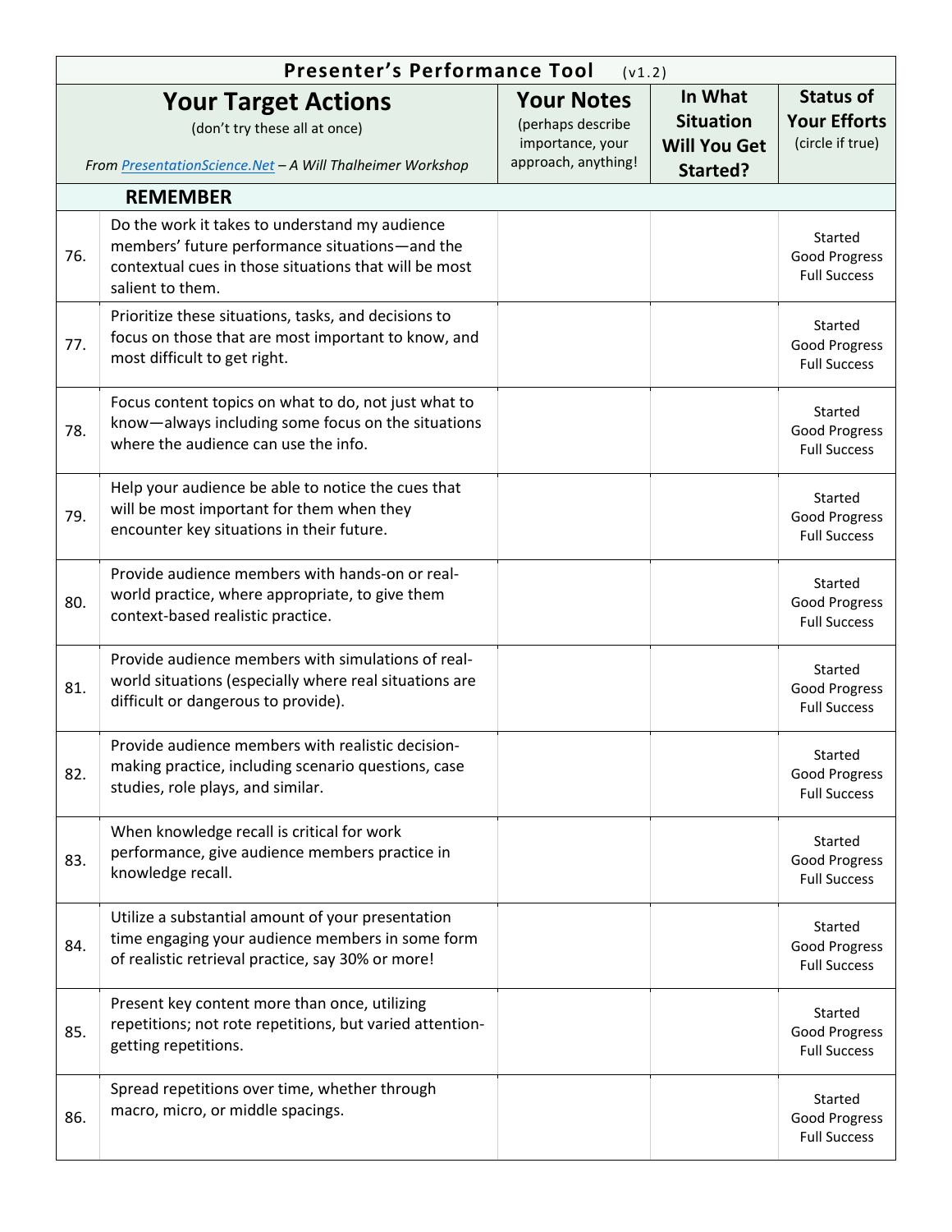| **Presenter's Performance Tool** (v1.2) | | | | |
|---|---|---|---|---|
| | **Your Target Actions** (don't try these all at once) *From PresentationScience.Net – A Will Thalheimer Workshop* | **Your Notes** (perhaps describe importance, your approach, anything! | **In What Situation Will You Get Started?** | **Status of Your Efforts** (circle if true) |
| | **REMEMBER** | | | |
| 76. | Do the work it takes to understand my audience members' future performance situations—and the contextual cues in those situations that will be most salient to them. | | | Started Good Progress Full Success |
| 77. | Prioritize these situations, tasks, and decisions to focus on those that are most important to know, and most difficult to get right. | | | Started Good Progress Full Success |
| 78. | Focus content topics on what to do, not just what to know—always including some focus on the situations where the audience can use the info. | | | Started Good Progress Full Success |
| 79. | Help your audience be able to notice the cues that will be most important for them when they encounter key situations in their future. | | | Started Good Progress Full Success |
| 80. | Provide audience members with hands-on or real-world practice, where appropriate, to give them context-based realistic practice. | | | Started Good Progress Full Success |
| 81. | Provide audience members with simulations of real-world situations (especially where real situations are difficult or dangerous to provide). | | | Started Good Progress Full Success |
| 82. | Provide audience members with realistic decision-making practice, including scenario questions, case studies, role plays, and similar. | | | Started Good Progress Full Success |
| 83. | When knowledge recall is critical for work performance, give audience members practice in knowledge recall. | | | Started Good Progress Full Success |
| 84. | Utilize a substantial amount of your presentation time engaging your audience members in some form of realistic retrieval practice, say 30% or more! | | | Started Good Progress Full Success |
| 85. | Present key content more than once, utilizing repetitions; not rote repetitions, but varied attention-getting repetitions. | | | Started Good Progress Full Success |
| 86. | Spread repetitions over time, whether through macro, micro, or middle spacings. | | | Started Good Progress Full Success |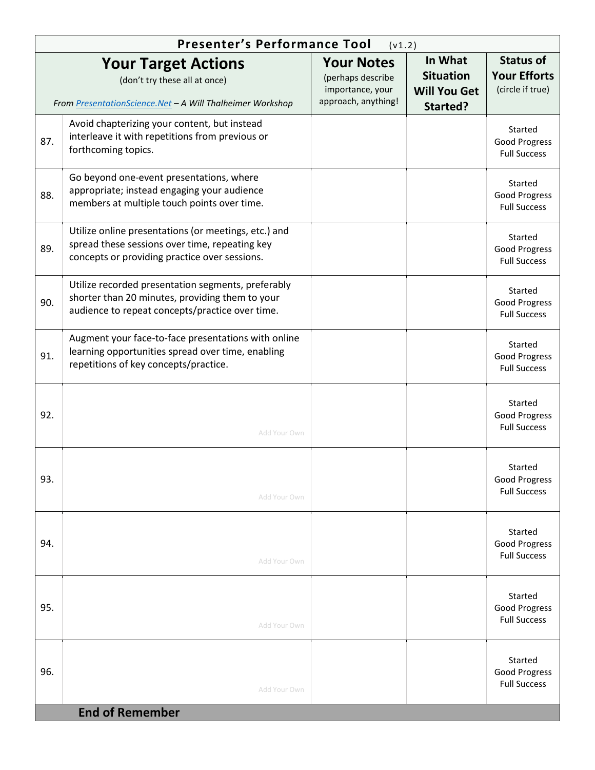| Presenter's Performance Tool (v1.2) | | | | |
|---|---|---|---|---|
| **Your Target Actions** (don't try these all at once) *From [PresentationScience.Net](PresentationScience.Net) – A Will Thalheimer Workshop* | | **Your Notes** (perhaps describe importance, your approach, anything! | **In What Situation Will You Get Started?** | **Status of Your Efforts** (circle if true) |
| 87. | Avoid chapterizing your content, but instead interleave it with repetitions from previous or forthcoming topics. | | | Started Good Progress Full Success |
| 88. | Go beyond one-event presentations, where appropriate; instead engaging your audience members at multiple touch points over time. | | | Started Good Progress Full Success |
| 89. | Utilize online presentations (or meetings, etc.) and spread these sessions over time, repeating key concepts or providing practice over sessions. | | | Started Good Progress Full Success |
| 90. | Utilize recorded presentation segments, preferably shorter than 20 minutes, providing them to your audience to repeat concepts/practice over time. | | | Started Good Progress Full Success |
| 91. | Augment your face-to-face presentations with online learning opportunities spread over time, enabling repetitions of key concepts/practice. | | | Started Good Progress Full Success |
| 92. | Add Your Own | | | Started Good Progress Full Success |
| 93. | Add Your Own | | | Started Good Progress Full Success |
| 94. | Add Your Own | | | Started Good Progress Full Success |
| 95. | Add Your Own | | | Started Good Progress Full Success |
| 96. | Add Your Own | | | Started Good Progress Full Success |
| **End of Remember** | | | | |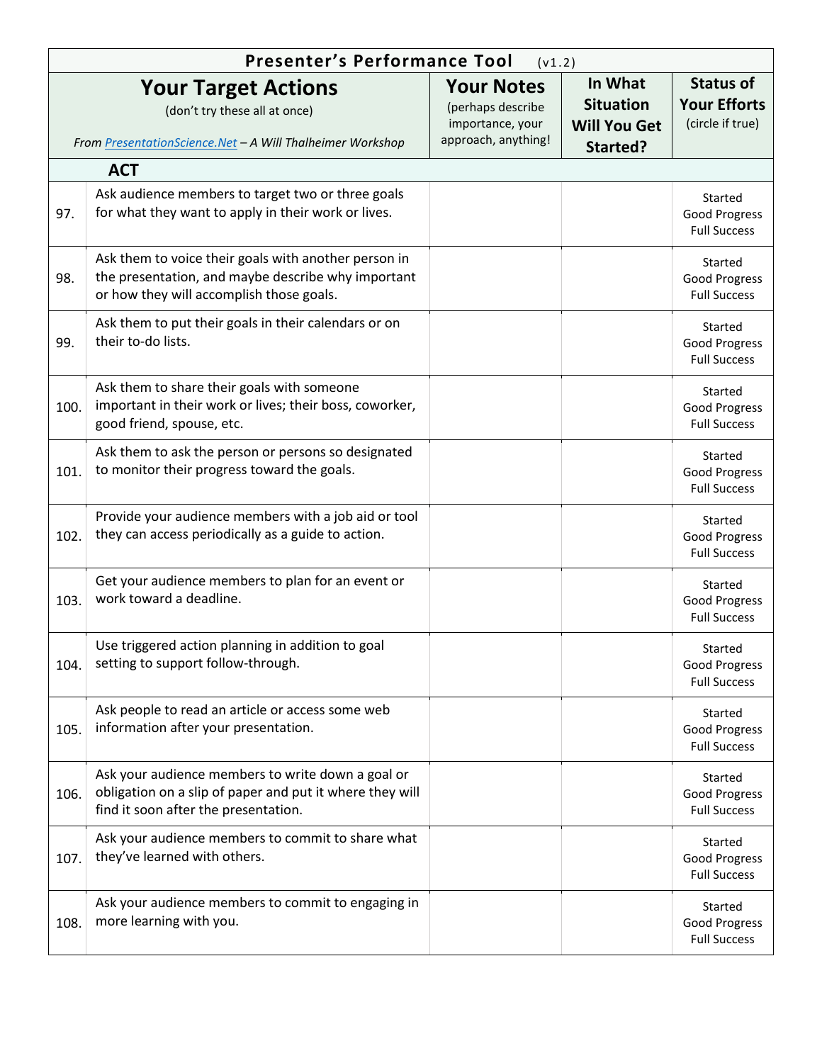| Presenter's Performance Tool (v1.2) | | | | |
|---|---|---|---|---|
| **Your Target Actions** (don't try these all at once) *From [PresentationScience.Net](PresentationScience.Net) – A Will Thalheimer Workshop* | | **Your Notes** (perhaps describe importance, your approach, anything!) | **In What Situation Will You Get Started?** | **Status of Your Efforts** (circle if true) |
| | **ACT** | | | |
| 97. | Ask audience members to target two or three goals for what they want to apply in their work or lives. | | | Started Good Progress Full Success |
| 98. | Ask them to voice their goals with another person in the presentation, and maybe describe why important or how they will accomplish those goals. | | | Started Good Progress Full Success |
| 99. | Ask them to put their goals in their calendars or on their to-do lists. | | | Started Good Progress Full Success |
| 100. | Ask them to share their goals with someone important in their work or lives; their boss, coworker, good friend, spouse, etc. | | | Started Good Progress Full Success |
| 101. | Ask them to ask the person or persons so designated to monitor their progress toward the goals. | | | Started Good Progress Full Success |
| 102. | Provide your audience members with a job aid or tool they can access periodically as a guide to action. | | | Started Good Progress Full Success |
| 103. | Get your audience members to plan for an event or work toward a deadline. | | | Started Good Progress Full Success |
| 104. | Use triggered action planning in addition to goal setting to support follow-through. | | | Started Good Progress Full Success |
| 105. | Ask people to read an article or access some web information after your presentation. | | | Started Good Progress Full Success |
| 106. | Ask your audience members to write down a goal or obligation on a slip of paper and put it where they will find it soon after the presentation. | | | Started Good Progress Full Success |
| 107. | Ask your audience members to commit to share what they've learned with others. | | | Started Good Progress Full Success |
| 108. | Ask your audience members to commit to engaging in more learning with you. | | | Started Good Progress Full Success |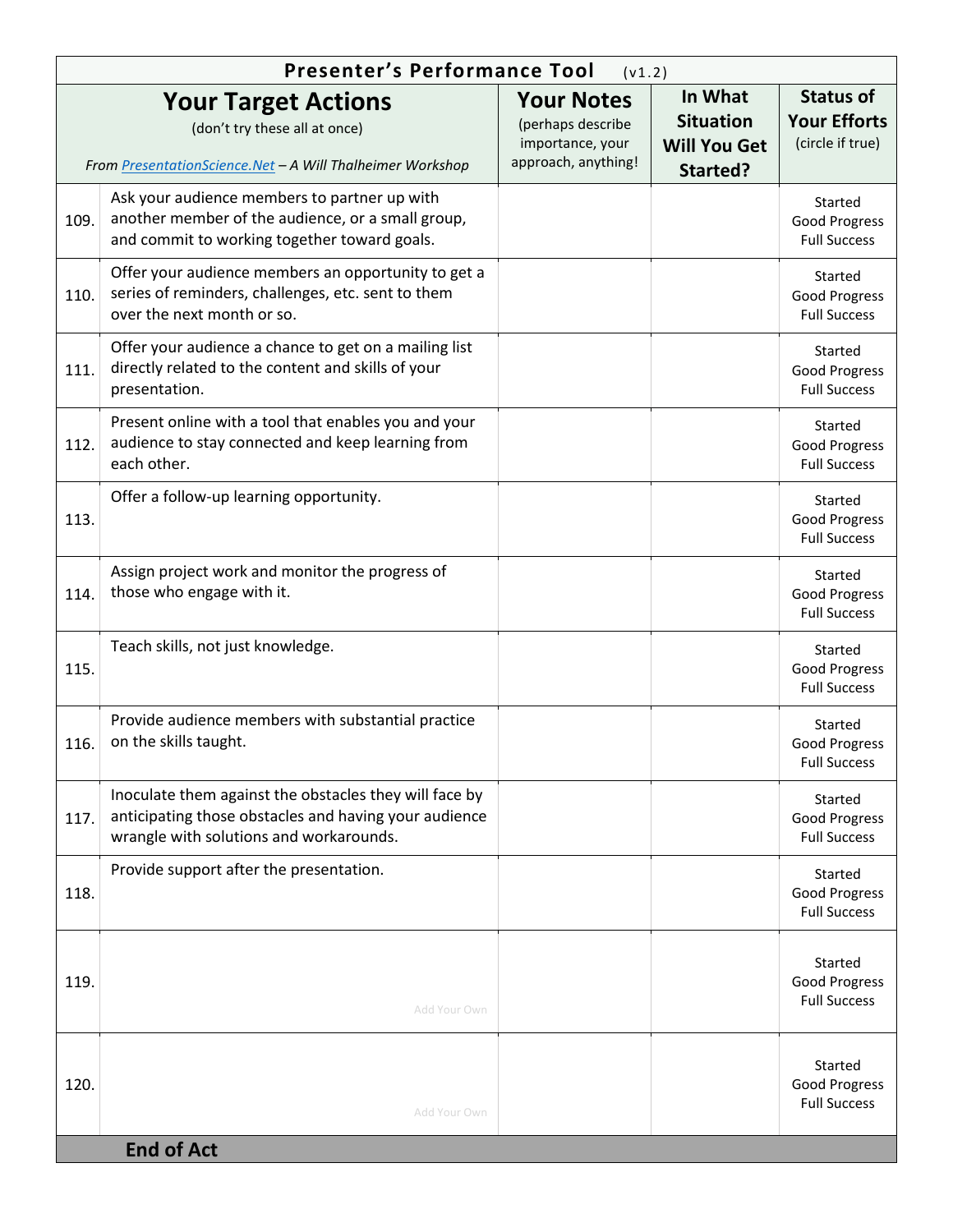| | **Presenter's Performance Tool** (v1.2) | | | |
|---|---|---|---|---|
| | **Your Target Actions** (don't try these all at once) *From [PresentationScience.Net](PresentationScience.Net) – A Will Thalheimer Workshop* | **Your Notes** (perhaps describe importance, your approach, anything!) | **In What Situation Will You Get Started?** | **Status of Your Efforts** (circle if true) |
| 109. | Ask your audience members to partner up with another member of the audience, or a small group, and commit to working together toward goals. | | | Started Good Progress Full Success |
| 110. | Offer your audience members an opportunity to get a series of reminders, challenges, etc. sent to them over the next month or so. | | | Started Good Progress Full Success |
| 111. | Offer your audience a chance to get on a mailing list directly related to the content and skills of your presentation. | | | Started Good Progress Full Success |
| 112. | Present online with a tool that enables you and your audience to stay connected and keep learning from each other. | | | Started Good Progress Full Success |
| 113. | Offer a follow-up learning opportunity. | | | Started Good Progress Full Success |
| 114. | Assign project work and monitor the progress of those who engage with it. | | | Started Good Progress Full Success |
| 115. | Teach skills, not just knowledge. | | | Started Good Progress Full Success |
| 116. | Provide audience members with substantial practice on the skills taught. | | | Started Good Progress Full Success |
| 117. | Inoculate them against the obstacles they will face by anticipating those obstacles and having your audience wrangle with solutions and workarounds. | | | Started Good Progress Full Success |
| 118. | Provide support after the presentation. | | | Started Good Progress Full Success |
| 119. | Add Your Own | | | Started Good Progress Full Success |
| 120. | Add Your Own | | | Started Good Progress Full Success |
| | **End of Act** | | | |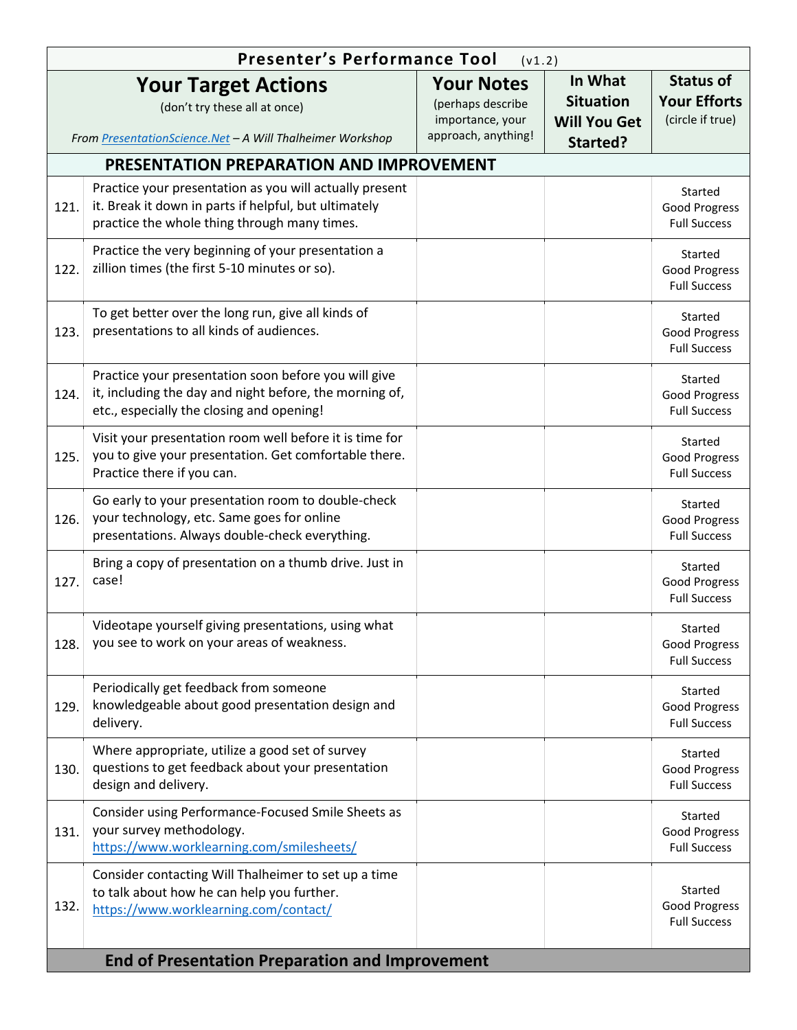| Presenter's Performance Tool (v1.2) | | | | |
|---|---|---|---|---|
| **Your Target Actions** (don't try these all at once) *From [PresentationScience.Net](PresentationScience.Net) – A Will Thalheimer Workshop* | | **Your Notes** (perhaps describe importance, your approach, anything! | **In What Situation Will You Get Started?** | **Status of Your Efforts** (circle if true) |
| **PRESENTATION PREPARATION AND IMPROVEMENT** | | | | |
| 121. | Practice your presentation as you will actually present it. Break it down in parts if helpful, but ultimately practice the whole thing through many times. | | | Started Good Progress Full Success |
| 122. | Practice the very beginning of your presentation a zillion times (the first 5-10 minutes or so). | | | Started Good Progress Full Success |
| 123. | To get better over the long run, give all kinds of presentations to all kinds of audiences. | | | Started Good Progress Full Success |
| 124. | Practice your presentation soon before you will give it, including the day and night before, the morning of, etc., especially the closing and opening! | | | Started Good Progress Full Success |
| 125. | Visit your presentation room well before it is time for you to give your presentation. Get comfortable there. Practice there if you can. | | | Started Good Progress Full Success |
| 126. | Go early to your presentation room to double-check your technology, etc. Same goes for online presentations. Always double-check everything. | | | Started Good Progress Full Success |
| 127. | Bring a copy of presentation on a thumb drive. Just in case! | | | Started Good Progress Full Success |
| 128. | Videotape yourself giving presentations, using what you see to work on your areas of weakness. | | | Started Good Progress Full Success |
| 129. | Periodically get feedback from someone knowledgeable about good presentation design and delivery. | | | Started Good Progress Full Success |
| 130. | Where appropriate, utilize a good set of survey questions to get feedback about your presentation design and delivery. | | | Started Good Progress Full Success |
| 131. | Consider using Performance-Focused Smile Sheets as your survey methodology. https://www.worklearning.com/smilesheets/ | | | Started Good Progress Full Success |
| 132. | Consider contacting Will Thalheimer to set up a time to talk about how he can help you further. https://www.worklearning.com/contact/ | | | Started Good Progress Full Success |
| **End of Presentation Preparation and Improvement** | | | | |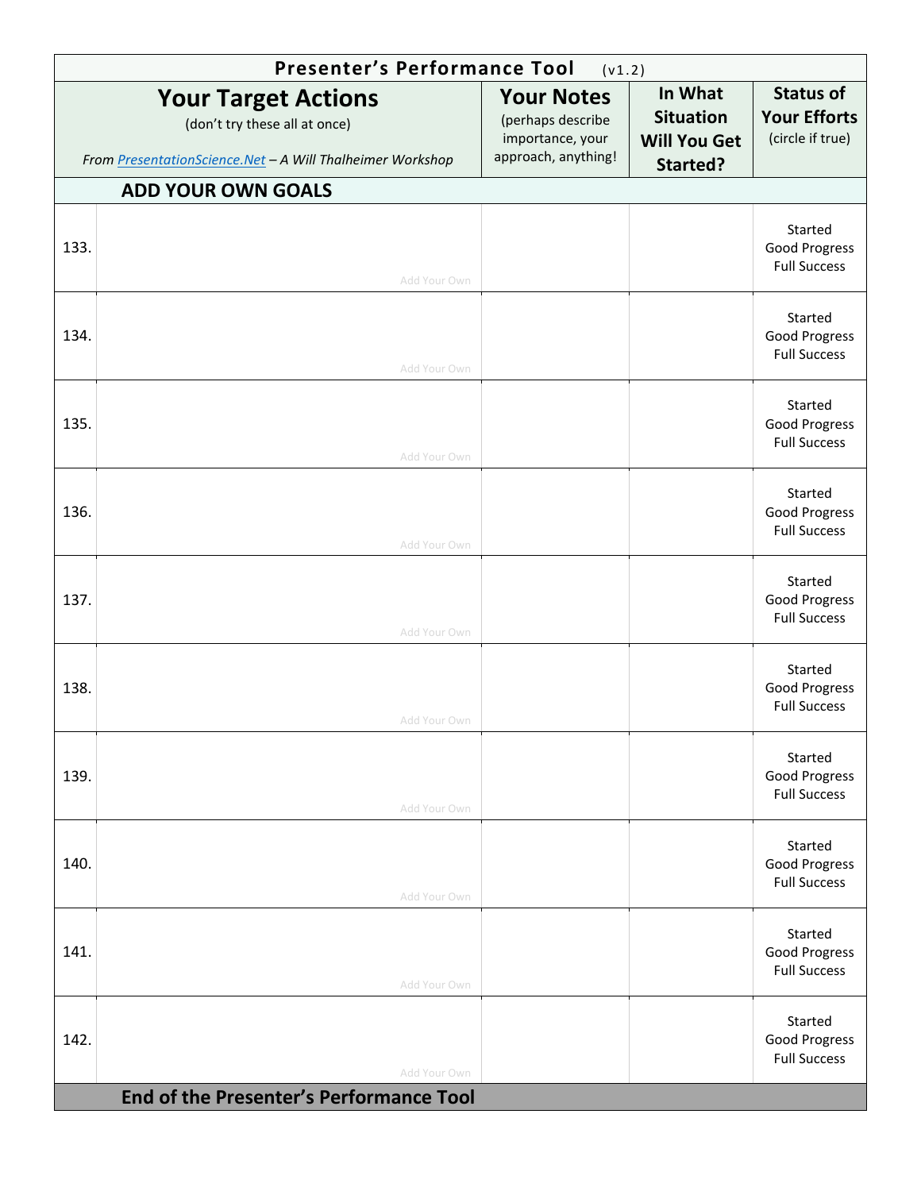| Presenter's Performance Tool (v1.2) | | | | |
|---|---|---|---|---|
| **Your Target Actions** (don't try these all at once) *From [PresentationScience.Net](http://PresentationScience.Net) – A Will Thalheimer Workshop* | | **Your Notes** (perhaps describe importance, your approach, anything! | **In What Situation Will You Get Started?** | **Status of Your Efforts** (circle if true) |
| **ADD YOUR OWN GOALS** | | | | |
| 133. | Add Your Own | | | Started Good Progress Full Success |
| 134. | Add Your Own | | | Started Good Progress Full Success |
| 135. | Add Your Own | | | Started Good Progress Full Success |
| 136. | Add Your Own | | | Started Good Progress Full Success |
| 137. | Add Your Own | | | Started Good Progress Full Success |
| 138. | Add Your Own | | | Started Good Progress Full Success |
| 139. | Add Your Own | | | Started Good Progress Full Success |
| 140. | Add Your Own | | | Started Good Progress Full Success |
| 141. | Add Your Own | | | Started Good Progress Full Success |
| 142. | Add Your Own | | | Started Good Progress Full Success |
| **End of the Presenter's Performance Tool** | | | | |